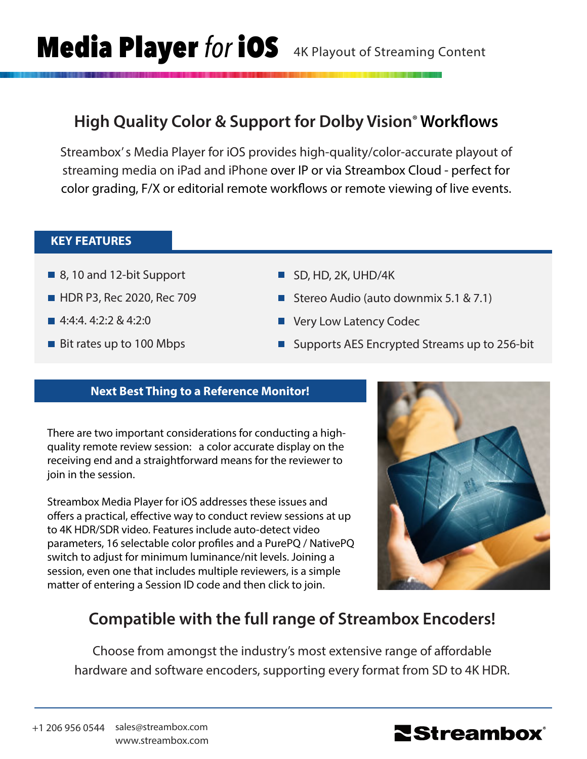# Media Player *for* iOS

4K Playout of Streaming Content

## High Quality Color & Support for Dolby Vision® Workflows

Streambox's Media Player for iOS provides high-quality/color-accurate playout of streaming media on iPad and iPhone over IP or via Streambox Cloud - perfect for color grading, F/X or editorial remote workflows or remote viewing of live events.

### KEY FEATURES

- 8, 10 and 12-bit Support
- HDR P3, Rec 2020, Rec 709
- 4:4:4. 4:2:2 & 4:2:0
- Bit rates up to 100 Mbps
- SD, HD, 2K, UHD/4K
- Stereo Audio (auto downmix 5.1 & 7.1)
- Very Low Latency Codec
- Supports AES Encrypted Streams up to 256-bit

### Next Best Thing to a Reference Monitor!

There are two important considerations for conducting a high-quality remote review session: a color accurate display on the receiving end and a straightforward means for the reviewer to join in the session.

Streambox Media Player for iOS addresses these issues and offers a practical, effective way to conduct review sessions at up to 4K HDR/SDR video. Features include auto-detect video parameters, 16 selectable color profiles and a PurePQ / NativePQ switch to adjust for minimum luminance/nit levels. Joining a session, even one that includes multiple reviewers, is a simple matter of entering a Session ID code and then click to join.

## Compatible with the full range of Streambox Encoders!

Choose from amongst the industry's most extensive range of affordable hardware and software encoders, supporting every format from SD to 4K HDR.

+1 206 956 0544 sales@streambox.com www.streambox.com

Streambox®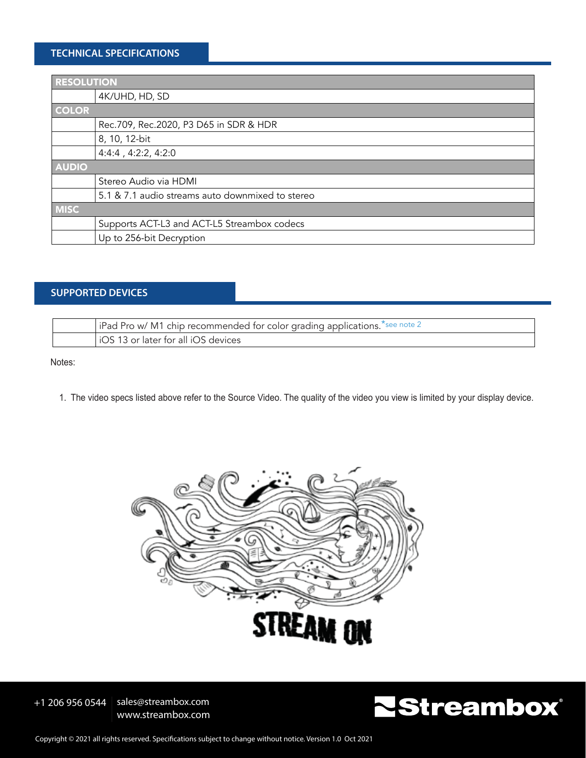## TECHNICAL SPECIFICATIONS

| | |
|---|---|
| **RESOLUTION** | |
| | 4K/UHD, HD, SD |
| **COLOR** | |
| | Rec.709, Rec.2020, P3 D65 in SDR & HDR |
| | 8, 10, 12-bit |
| | 4:4:4 , 4:2:2, 4:2:0 |
| **AUDIO** | |
| | Stereo Audio via HDMI |
| | 5.1 & 7.1 audio streams auto downmixed to stereo |
| **MISC** | |
| | Supports ACT-L3 and ACT-L5 Streambox codecs |
| | Up to 256-bit Decryption |

## SUPPORTED DEVICES

| | |
|---|---|
| | iPad Pro w/ M1 chip recommended for color grading applications. *see note 2 |
| | iOS 13 or later for all iOS devices |

Notes:

1. The video specs listed above refer to the Source Video. The quality of the video you view is limited by your display device.

STREAM ON

+1 206 956 0544 | sales@streambox.com | www.streambox.com

Streambox®

Copyright © 2021 all rights reserved. Specifications subject to change without notice. Version 1.0 Oct 2021